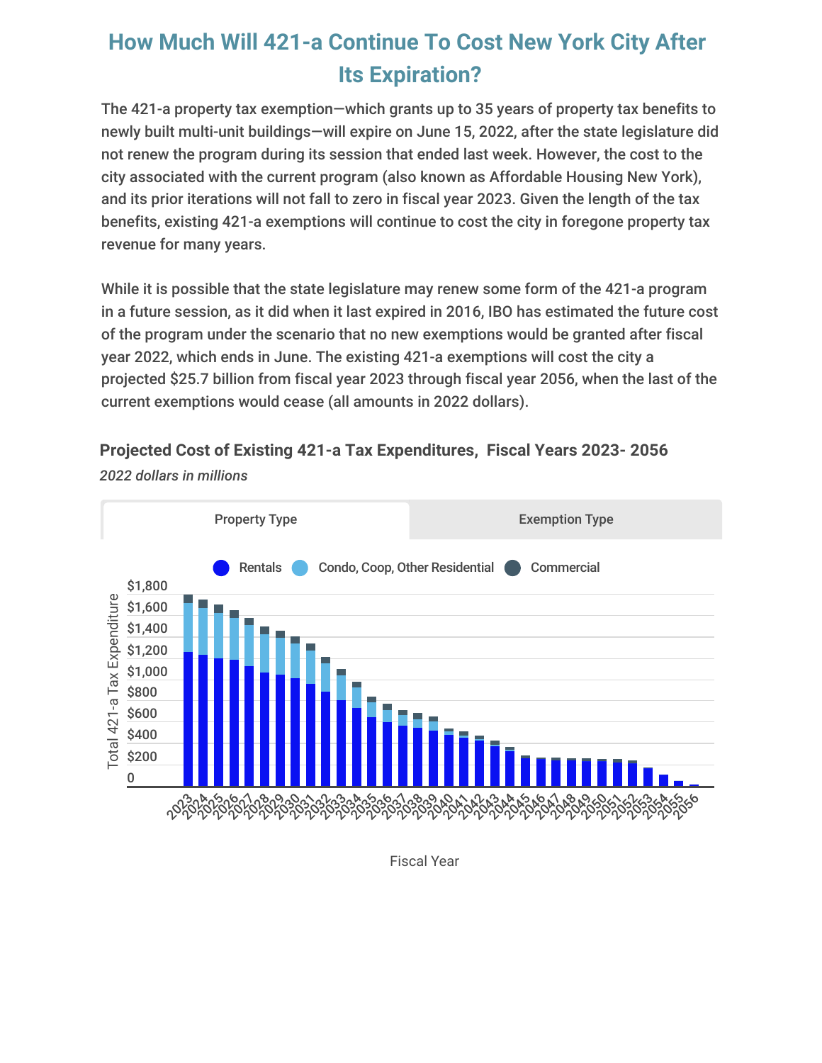# How Much Will 421-a Continue To Cost New York City After Its Expiration?

The 421-a property tax exemption—which grants up to 35 years of property tax benefits to newly built multi-unit buildings—will expire on June 15, 2022, after the state legislature did not renew the program during its session that ended last week. However, the cost to the city associated with the current program (also known as Affordable Housing New York), and its prior iterations will not fall to zero in fiscal year 2023. Given the length of the tax benefits, existing 421-a exemptions will continue to cost the city in foregone property tax revenue for many years.

While it is possible that the state legislature may renew some form of the 421-a program in a future session, as it did when it last expired in 2016, IBO has estimated the future cost of the program under the scenario that no new exemptions would be granted after fiscal year 2022, which ends in June. The existing 421-a exemptions will cost the city a projected $25.7 billion from fiscal year 2023 through fiscal year 2056, when the last of the current exemptions would cease (all amounts in 2022 dollars).

**Projected Cost of Existing 421-a Tax Expenditures, Fiscal Years 2023- 2056**

*2022 dollars in millions*

Property Type | Exemption Type

Rentals | Condo, Coop, Other Residential | Commercial

Total 421-a Tax Expenditure: 0, $200, $400, $600, $800, $1,000, $1,200, $1,400, $1,600, $1,800

Fiscal Year: 2023, 2024, 2025, 2026, 2027, 2028, 2029, 2030, 2031, 2032, 2033, 2034, 2035, 2036, 2037, 2038, 2039, 2040, 2041, 2042, 2043, 2044, 2045, 2046, 2047, 2048, 2049, 2050, 2051, 2052, 2053, 2054, 2055, 2056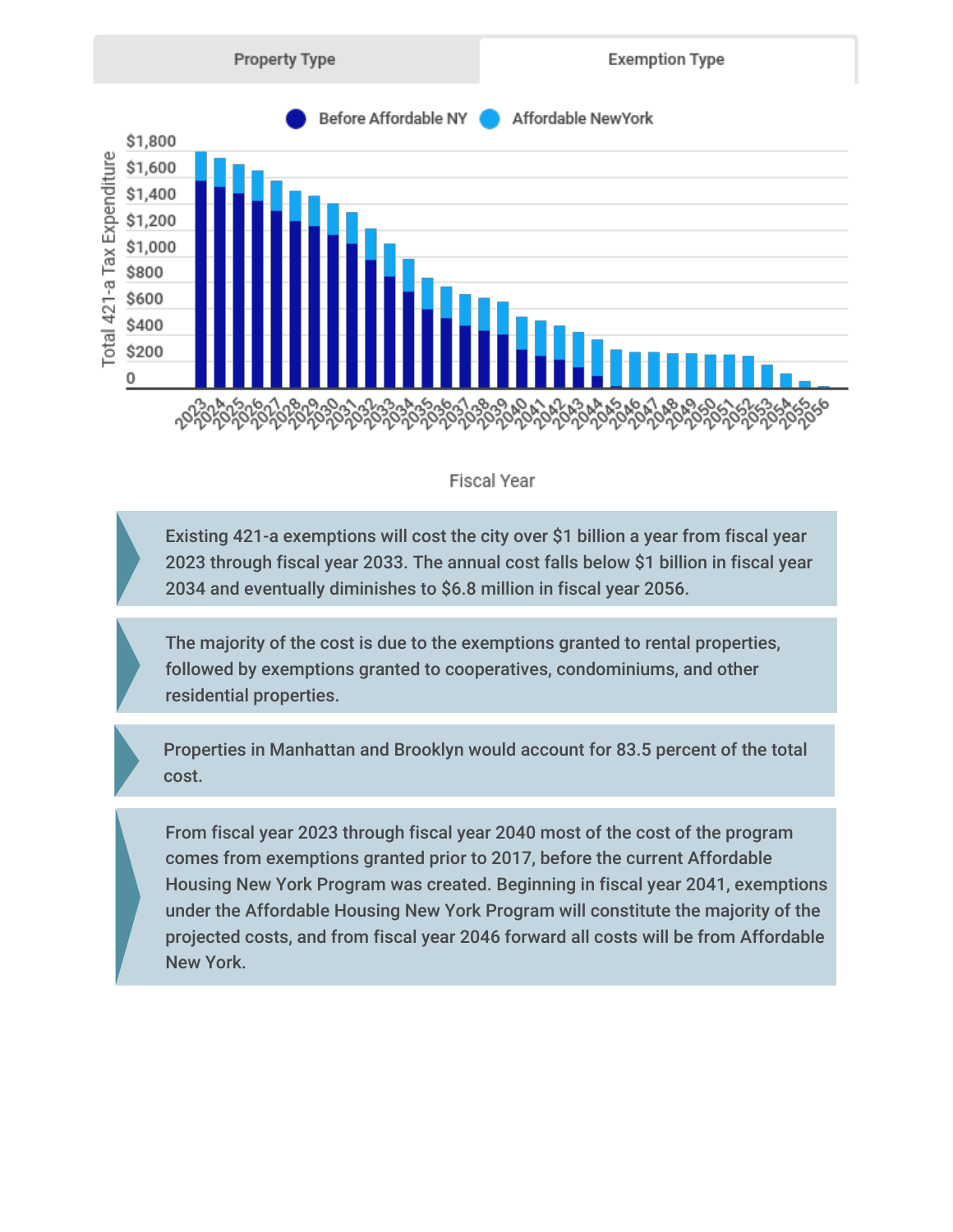Property Type | Exemption Type

Before Affordable NY | Affordable NewYork

Total 421-a Tax Expenditure

Fiscal Year

Existing 421-a exemptions will cost the city over $1 billion a year from fiscal year 2023 through fiscal year 2033. The annual cost falls below $1 billion in fiscal year 2034 and eventually diminishes to $6.8 million in fiscal year 2056.

The majority of the cost is due to the exemptions granted to rental properties, followed by exemptions granted to cooperatives, condominiums, and other residential properties.

Properties in Manhattan and Brooklyn would account for 83.5 percent of the total cost.

From fiscal year 2023 through fiscal year 2040 most of the cost of the program comes from exemptions granted prior to 2017, before the current Affordable Housing New York Program was created. Beginning in fiscal year 2041, exemptions under the Affordable Housing New York Program will constitute the majority of the projected costs, and from fiscal year 2046 forward all costs will be from Affordable New York.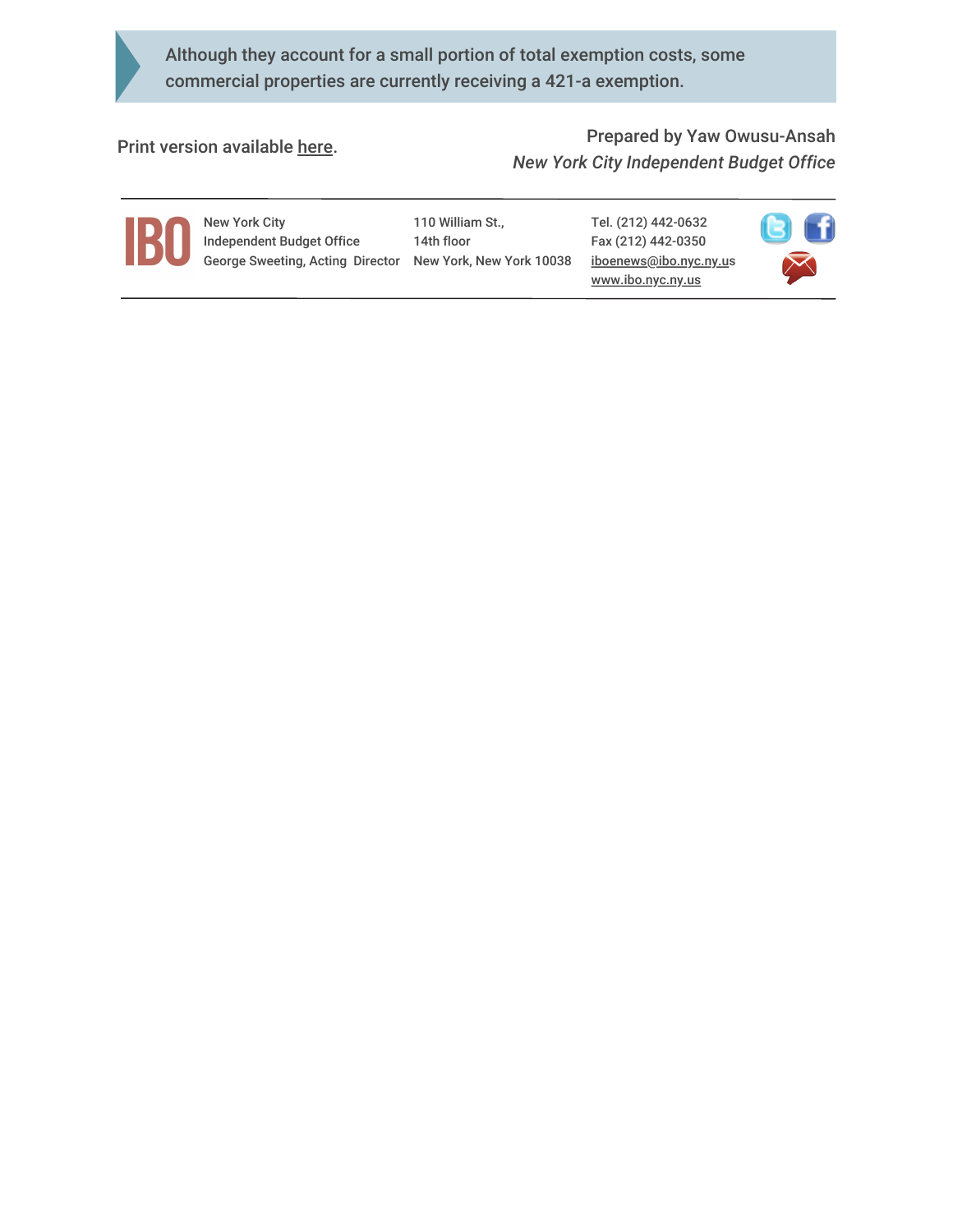Although they account for a small portion of total exemption costs, some commercial properties are currently receiving a 421-a exemption.

Print version available here.

Prepared by Yaw Owusu-Ansah
*New York City Independent Budget Office*

---

IBO

New York City
Independent Budget Office
George Sweeting, Acting Director

110 William St.,
14th floor
New York, New York 10038

Tel. (212) 442-0632
Fax (212) 442-0350
iboenews@ibo.nyc.ny.us
www.ibo.nyc.ny.us

---